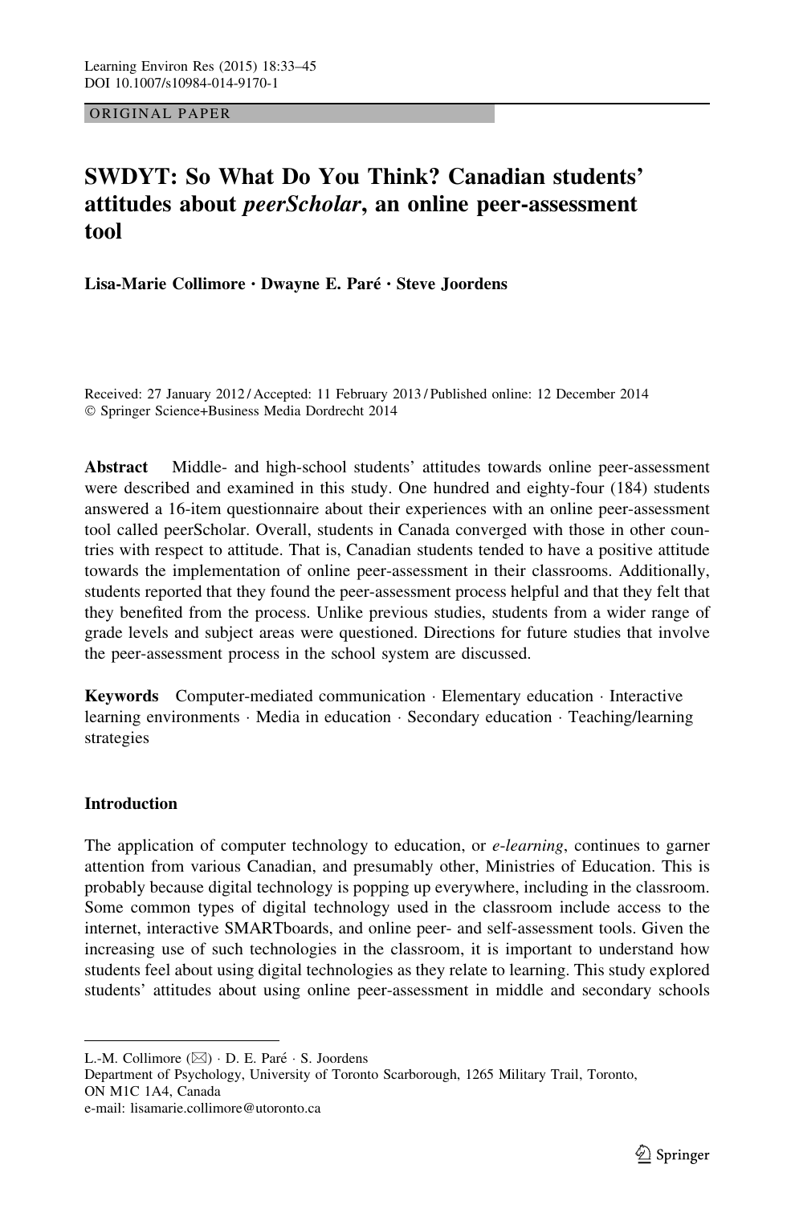ORIGINAL PAPER

# SWDYT: So What Do You Think? Canadian students' attitudes about *peerScholar*, an online peer-assessment tool

**Lisa-Marie Collimore · Dwayne E. Paré · Steve Joordens**

Received: 27 January 2012 / Accepted: 11 February 2013 / Published online: 12 December 2014
© Springer Science+Business Media Dordrecht 2014

**Abstract** Middle- and high-school students' attitudes towards online peer-assessment were described and examined in this study. One hundred and eighty-four (184) students answered a 16-item questionnaire about their experiences with an online peer-assessment tool called peerScholar. Overall, students in Canada converged with those in other countries with respect to attitude. That is, Canadian students tended to have a positive attitude towards the implementation of online peer-assessment in their classrooms. Additionally, students reported that they found the peer-assessment process helpful and that they felt that they benefited from the process. Unlike previous studies, students from a wider range of grade levels and subject areas were questioned. Directions for future studies that involve the peer-assessment process in the school system are discussed.

**Keywords** Computer-mediated communication · Elementary education · Interactive learning environments · Media in education · Secondary education · Teaching/learning strategies

## Introduction

The application of computer technology to education, or *e-learning*, continues to garner attention from various Canadian, and presumably other, Ministries of Education. This is probably because digital technology is popping up everywhere, including in the classroom. Some common types of digital technology used in the classroom include access to the internet, interactive SMARTboards, and online peer- and self-assessment tools. Given the increasing use of such technologies in the classroom, it is important to understand how students feel about using digital technologies as they relate to learning. This study explored students' attitudes about using online peer-assessment in middle and secondary schools

---

L.-M. Collimore (✉) · D. E. Paré · S. Joordens
Department of Psychology, University of Toronto Scarborough, 1265 Military Trail, Toronto, ON M1C 1A4, Canada
e-mail: lisamarie.collimore@utoronto.ca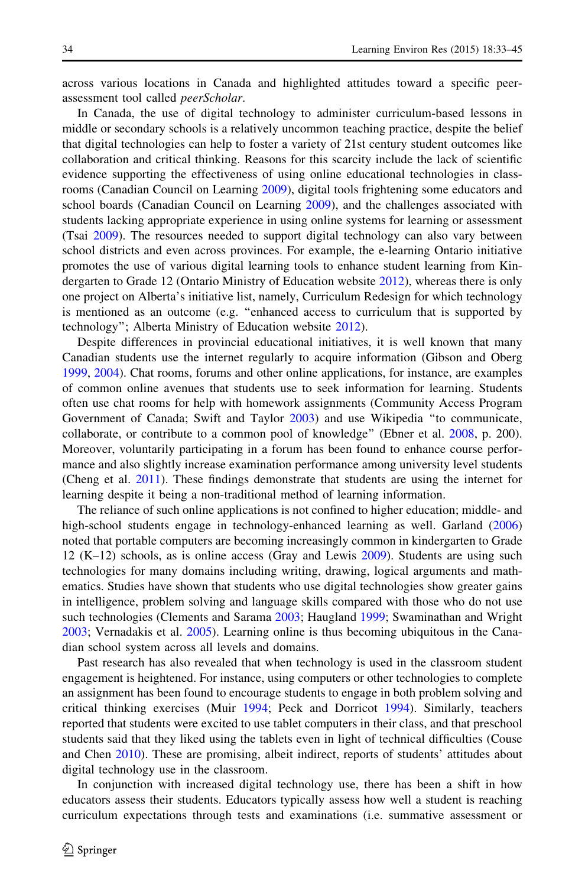across various locations in Canada and highlighted attitudes toward a specific peer-assessment tool called *peerScholar*.

In Canada, the use of digital technology to administer curriculum-based lessons in middle or secondary schools is a relatively uncommon teaching practice, despite the belief that digital technologies can help to foster a variety of 21st century student outcomes like collaboration and critical thinking. Reasons for this scarcity include the lack of scientific evidence supporting the effectiveness of using online educational technologies in classrooms (Canadian Council on Learning 2009), digital tools frightening some educators and school boards (Canadian Council on Learning 2009), and the challenges associated with students lacking appropriate experience in using online systems for learning or assessment (Tsai 2009). The resources needed to support digital technology can also vary between school districts and even across provinces. For example, the e-learning Ontario initiative promotes the use of various digital learning tools to enhance student learning from Kindergarten to Grade 12 (Ontario Ministry of Education website 2012), whereas there is only one project on Alberta's initiative list, namely, Curriculum Redesign for which technology is mentioned as an outcome (e.g. "enhanced access to curriculum that is supported by technology"; Alberta Ministry of Education website 2012).

Despite differences in provincial educational initiatives, it is well known that many Canadian students use the internet regularly to acquire information (Gibson and Oberg 1999, 2004). Chat rooms, forums and other online applications, for instance, are examples of common online avenues that students use to seek information for learning. Students often use chat rooms for help with homework assignments (Community Access Program Government of Canada; Swift and Taylor 2003) and use Wikipedia "to communicate, collaborate, or contribute to a common pool of knowledge" (Ebner et al. 2008, p. 200). Moreover, voluntarily participating in a forum has been found to enhance course performance and also slightly increase examination performance among university level students (Cheng et al. 2011). These findings demonstrate that students are using the internet for learning despite it being a non-traditional method of learning information.

The reliance of such online applications is not confined to higher education; middle- and high-school students engage in technology-enhanced learning as well. Garland (2006) noted that portable computers are becoming increasingly common in kindergarten to Grade 12 (K–12) schools, as is online access (Gray and Lewis 2009). Students are using such technologies for many domains including writing, drawing, logical arguments and mathematics. Studies have shown that students who use digital technologies show greater gains in intelligence, problem solving and language skills compared with those who do not use such technologies (Clements and Sarama 2003; Haugland 1999; Swaminathan and Wright 2003; Vernadakis et al. 2005). Learning online is thus becoming ubiquitous in the Canadian school system across all levels and domains.

Past research has also revealed that when technology is used in the classroom student engagement is heightened. For instance, using computers or other technologies to complete an assignment has been found to encourage students to engage in both problem solving and critical thinking exercises (Muir 1994; Peck and Dorricot 1994). Similarly, teachers reported that students were excited to use tablet computers in their class, and that preschool students said that they liked using the tablets even in light of technical difficulties (Couse and Chen 2010). These are promising, albeit indirect, reports of students' attitudes about digital technology use in the classroom.

In conjunction with increased digital technology use, there has been a shift in how educators assess their students. Educators typically assess how well a student is reaching curriculum expectations through tests and examinations (i.e. summative assessment or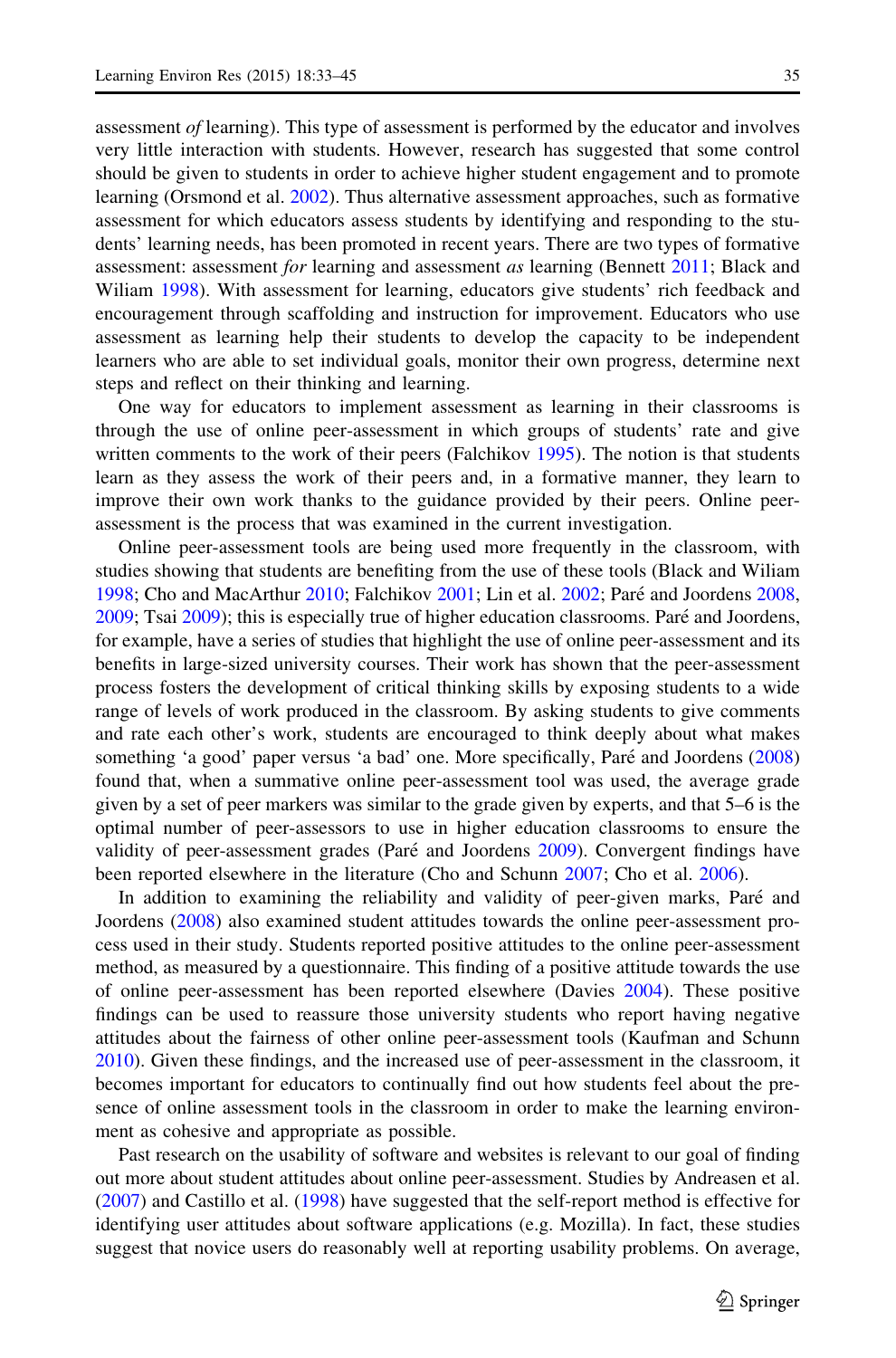assessment *of* learning). This type of assessment is performed by the educator and involves very little interaction with students. However, research has suggested that some control should be given to students in order to achieve higher student engagement and to promote learning (Orsmond et al. 2002). Thus alternative assessment approaches, such as formative assessment for which educators assess students by identifying and responding to the students' learning needs, has been promoted in recent years. There are two types of formative assessment: assessment *for* learning and assessment *as* learning (Bennett 2011; Black and Wiliam 1998). With assessment for learning, educators give students' rich feedback and encouragement through scaffolding and instruction for improvement. Educators who use assessment as learning help their students to develop the capacity to be independent learners who are able to set individual goals, monitor their own progress, determine next steps and reflect on their thinking and learning.

One way for educators to implement assessment as learning in their classrooms is through the use of online peer-assessment in which groups of students' rate and give written comments to the work of their peers (Falchikov 1995). The notion is that students learn as they assess the work of their peers and, in a formative manner, they learn to improve their own work thanks to the guidance provided by their peers. Online peer-assessment is the process that was examined in the current investigation.

Online peer-assessment tools are being used more frequently in the classroom, with studies showing that students are benefiting from the use of these tools (Black and Wiliam 1998; Cho and MacArthur 2010; Falchikov 2001; Lin et al. 2002; Paré and Joordens 2008, 2009; Tsai 2009); this is especially true of higher education classrooms. Paré and Joordens, for example, have a series of studies that highlight the use of online peer-assessment and its benefits in large-sized university courses. Their work has shown that the peer-assessment process fosters the development of critical thinking skills by exposing students to a wide range of levels of work produced in the classroom. By asking students to give comments and rate each other's work, students are encouraged to think deeply about what makes something 'a good' paper versus 'a bad' one. More specifically, Paré and Joordens (2008) found that, when a summative online peer-assessment tool was used, the average grade given by a set of peer markers was similar to the grade given by experts, and that 5–6 is the optimal number of peer-assessors to use in higher education classrooms to ensure the validity of peer-assessment grades (Paré and Joordens 2009). Convergent findings have been reported elsewhere in the literature (Cho and Schunn 2007; Cho et al. 2006).

In addition to examining the reliability and validity of peer-given marks, Paré and Joordens (2008) also examined student attitudes towards the online peer-assessment process used in their study. Students reported positive attitudes to the online peer-assessment method, as measured by a questionnaire. This finding of a positive attitude towards the use of online peer-assessment has been reported elsewhere (Davies 2004). These positive findings can be used to reassure those university students who report having negative attitudes about the fairness of other online peer-assessment tools (Kaufman and Schunn 2010). Given these findings, and the increased use of peer-assessment in the classroom, it becomes important for educators to continually find out how students feel about the presence of online assessment tools in the classroom in order to make the learning environment as cohesive and appropriate as possible.

Past research on the usability of software and websites is relevant to our goal of finding out more about student attitudes about online peer-assessment. Studies by Andreasen et al. (2007) and Castillo et al. (1998) have suggested that the self-report method is effective for identifying user attitudes about software applications (e.g. Mozilla). In fact, these studies suggest that novice users do reasonably well at reporting usability problems. On average,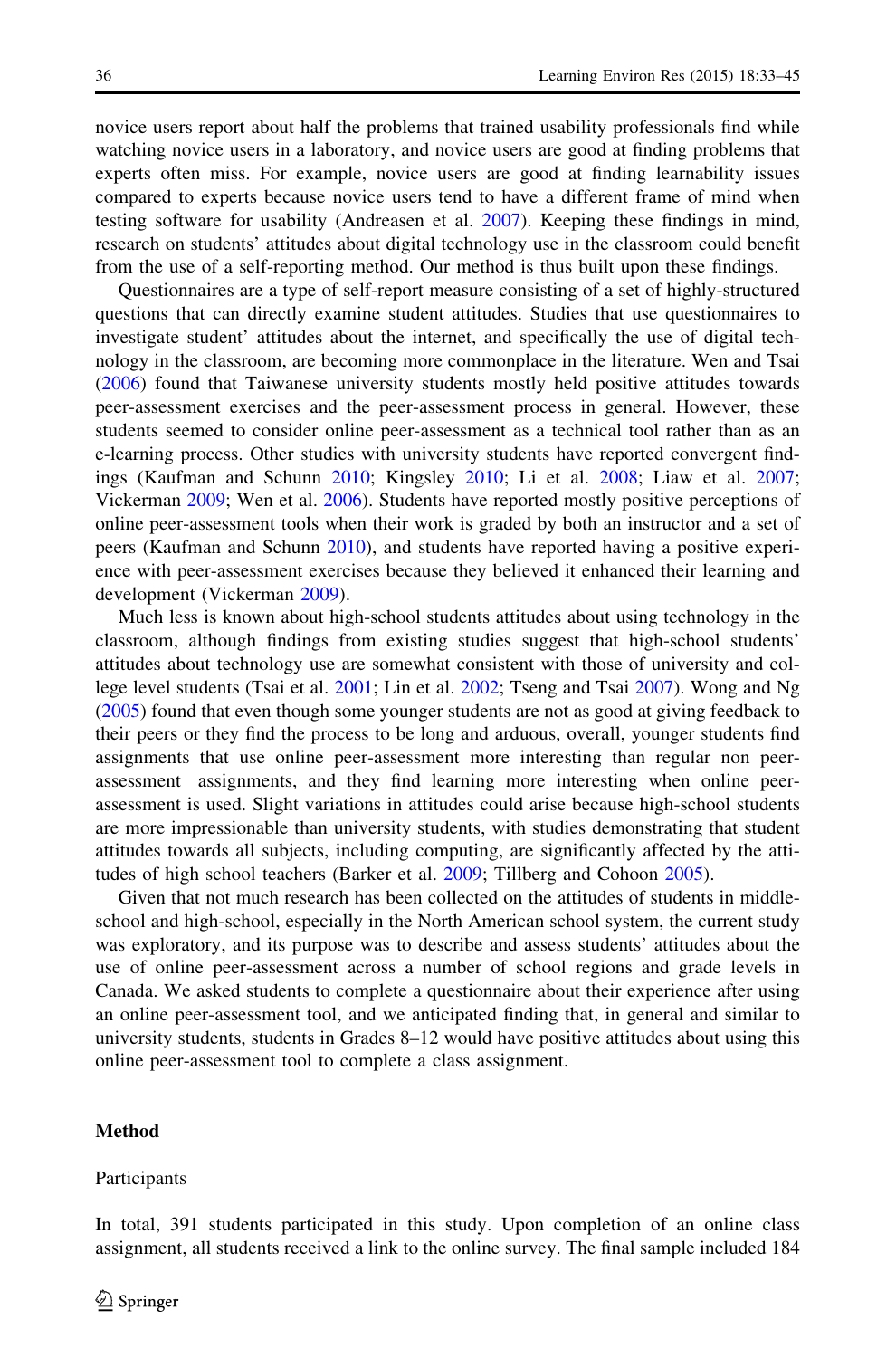novice users report about half the problems that trained usability professionals find while watching novice users in a laboratory, and novice users are good at finding problems that experts often miss. For example, novice users are good at finding learnability issues compared to experts because novice users tend to have a different frame of mind when testing software for usability (Andreasen et al. 2007). Keeping these findings in mind, research on students' attitudes about digital technology use in the classroom could benefit from the use of a self-reporting method. Our method is thus built upon these findings.

Questionnaires are a type of self-report measure consisting of a set of highly-structured questions that can directly examine student attitudes. Studies that use questionnaires to investigate student' attitudes about the internet, and specifically the use of digital technology in the classroom, are becoming more commonplace in the literature. Wen and Tsai (2006) found that Taiwanese university students mostly held positive attitudes towards peer-assessment exercises and the peer-assessment process in general. However, these students seemed to consider online peer-assessment as a technical tool rather than as an e-learning process. Other studies with university students have reported convergent findings (Kaufman and Schunn 2010; Kingsley 2010; Li et al. 2008; Liaw et al. 2007; Vickerman 2009; Wen et al. 2006). Students have reported mostly positive perceptions of online peer-assessment tools when their work is graded by both an instructor and a set of peers (Kaufman and Schunn 2010), and students have reported having a positive experience with peer-assessment exercises because they believed it enhanced their learning and development (Vickerman 2009).

Much less is known about high-school students attitudes about using technology in the classroom, although findings from existing studies suggest that high-school students' attitudes about technology use are somewhat consistent with those of university and college level students (Tsai et al. 2001; Lin et al. 2002; Tseng and Tsai 2007). Wong and Ng (2005) found that even though some younger students are not as good at giving feedback to their peers or they find the process to be long and arduous, overall, younger students find assignments that use online peer-assessment more interesting than regular non peer-assessment assignments, and they find learning more interesting when online peer-assessment is used. Slight variations in attitudes could arise because high-school students are more impressionable than university students, with studies demonstrating that student attitudes towards all subjects, including computing, are significantly affected by the attitudes of high school teachers (Barker et al. 2009; Tillberg and Cohoon 2005).

Given that not much research has been collected on the attitudes of students in middle-school and high-school, especially in the North American school system, the current study was exploratory, and its purpose was to describe and assess students' attitudes about the use of online peer-assessment across a number of school regions and grade levels in Canada. We asked students to complete a questionnaire about their experience after using an online peer-assessment tool, and we anticipated finding that, in general and similar to university students, students in Grades 8–12 would have positive attitudes about using this online peer-assessment tool to complete a class assignment.

## Method

### Participants

In total, 391 students participated in this study. Upon completion of an online class assignment, all students received a link to the online survey. The final sample included 184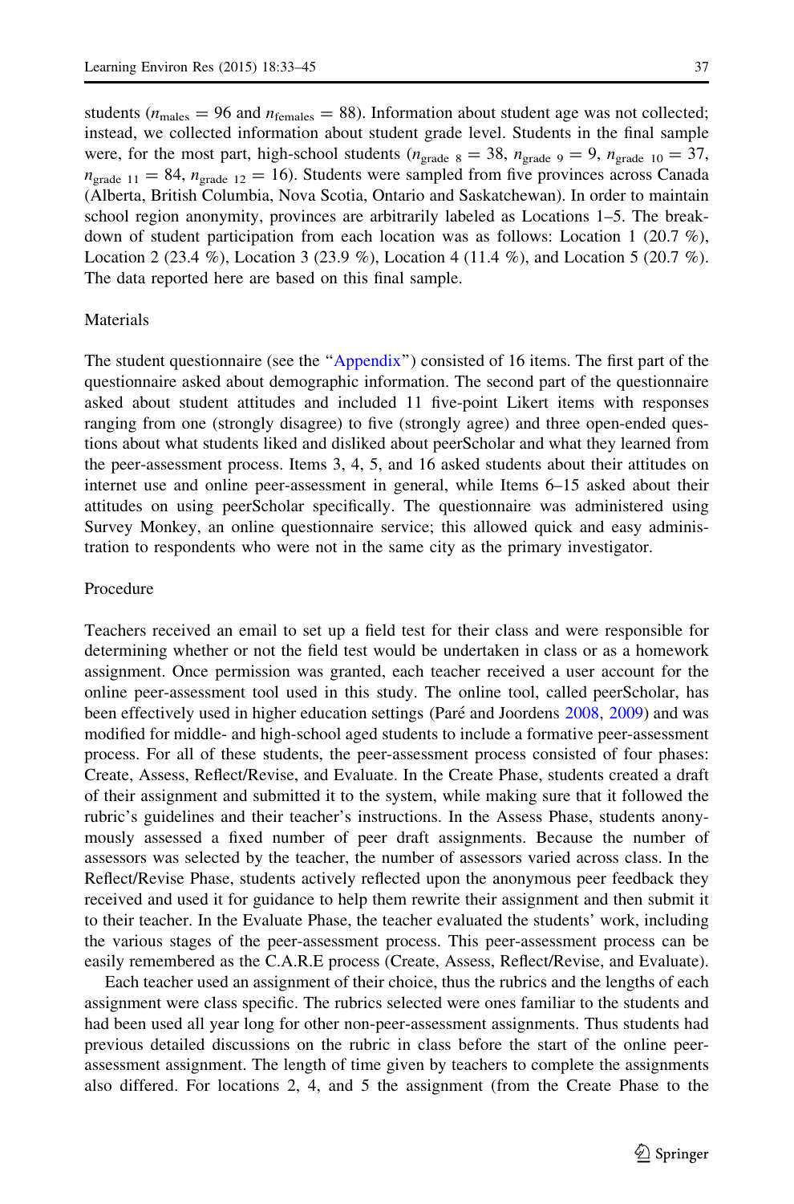students ($n_{\text{males}} = 96$ and $n_{\text{females}} = 88$). Information about student age was not collected; instead, we collected information about student grade level. Students in the final sample were, for the most part, high-school students ($n_{\text{grade 8}} = 38$, $n_{\text{grade 9}} = 9$, $n_{\text{grade 10}} = 37$, $n_{\text{grade 11}} = 84$, $n_{\text{grade 12}} = 16$). Students were sampled from five provinces across Canada (Alberta, British Columbia, Nova Scotia, Ontario and Saskatchewan). In order to maintain school region anonymity, provinces are arbitrarily labeled as Locations 1–5. The breakdown of student participation from each location was as follows: Location 1 (20.7 %), Location 2 (23.4 %), Location 3 (23.9 %), Location 4 (11.4 %), and Location 5 (20.7 %). The data reported here are based on this final sample.

### Materials

The student questionnaire (see the "Appendix") consisted of 16 items. The first part of the questionnaire asked about demographic information. The second part of the questionnaire asked about student attitudes and included 11 five-point Likert items with responses ranging from one (strongly disagree) to five (strongly agree) and three open-ended questions about what students liked and disliked about peerScholar and what they learned from the peer-assessment process. Items 3, 4, 5, and 16 asked students about their attitudes on internet use and online peer-assessment in general, while Items 6–15 asked about their attitudes on using peerScholar specifically. The questionnaire was administered using Survey Monkey, an online questionnaire service; this allowed quick and easy administration to respondents who were not in the same city as the primary investigator.

### Procedure

Teachers received an email to set up a field test for their class and were responsible for determining whether or not the field test would be undertaken in class or as a homework assignment. Once permission was granted, each teacher received a user account for the online peer-assessment tool used in this study. The online tool, called peerScholar, has been effectively used in higher education settings (Paré and Joordens 2008, 2009) and was modified for middle- and high-school aged students to include a formative peer-assessment process. For all of these students, the peer-assessment process consisted of four phases: Create, Assess, Reflect/Revise, and Evaluate. In the Create Phase, students created a draft of their assignment and submitted it to the system, while making sure that it followed the rubric's guidelines and their teacher's instructions. In the Assess Phase, students anonymously assessed a fixed number of peer draft assignments. Because the number of assessors was selected by the teacher, the number of assessors varied across class. In the Reflect/Revise Phase, students actively reflected upon the anonymous peer feedback they received and used it for guidance to help them rewrite their assignment and then submit it to their teacher. In the Evaluate Phase, the teacher evaluated the students' work, including the various stages of the peer-assessment process. This peer-assessment process can be easily remembered as the C.A.R.E process (Create, Assess, Reflect/Revise, and Evaluate).

Each teacher used an assignment of their choice, thus the rubrics and the lengths of each assignment were class specific. The rubrics selected were ones familiar to the students and had been used all year long for other non-peer-assessment assignments. Thus students had previous detailed discussions on the rubric in class before the start of the online peer-assessment assignment. The length of time given by teachers to complete the assignments also differed. For locations 2, 4, and 5 the assignment (from the Create Phase to the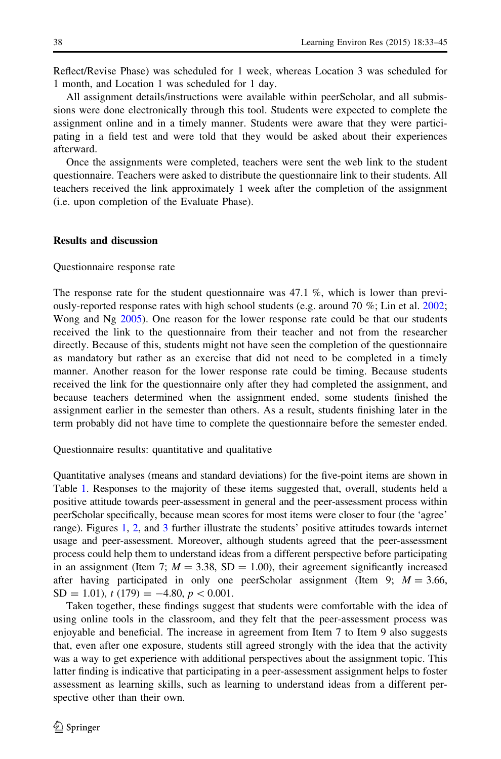Reflect/Revise Phase) was scheduled for 1 week, whereas Location 3 was scheduled for 1 month, and Location 1 was scheduled for 1 day.

All assignment details/instructions were available within peerScholar, and all submissions were done electronically through this tool. Students were expected to complete the assignment online and in a timely manner. Students were aware that they were participating in a field test and were told that they would be asked about their experiences afterward.

Once the assignments were completed, teachers were sent the web link to the student questionnaire. Teachers were asked to distribute the questionnaire link to their students. All teachers received the link approximately 1 week after the completion of the assignment (i.e. upon completion of the Evaluate Phase).

## Results and discussion

### Questionnaire response rate

The response rate for the student questionnaire was 47.1 %, which is lower than previously-reported response rates with high school students (e.g. around 70 %; Lin et al. 2002; Wong and Ng 2005). One reason for the lower response rate could be that our students received the link to the questionnaire from their teacher and not from the researcher directly. Because of this, students might not have seen the completion of the questionnaire as mandatory but rather as an exercise that did not need to be completed in a timely manner. Another reason for the lower response rate could be timing. Because students received the link for the questionnaire only after they had completed the assignment, and because teachers determined when the assignment ended, some students finished the assignment earlier in the semester than others. As a result, students finishing later in the term probably did not have time to complete the questionnaire before the semester ended.

### Questionnaire results: quantitative and qualitative

Quantitative analyses (means and standard deviations) for the five-point items are shown in Table 1. Responses to the majority of these items suggested that, overall, students held a positive attitude towards peer-assessment in general and the peer-assessment process within peerScholar specifically, because mean scores for most items were closer to four (the 'agree' range). Figures 1, 2, and 3 further illustrate the students' positive attitudes towards internet usage and peer-assessment. Moreover, although students agreed that the peer-assessment process could help them to understand ideas from a different perspective before participating in an assignment (Item 7; $M = 3.38$, $SD = 1.00$), their agreement significantly increased after having participated in only one peerScholar assignment (Item 9; $M = 3.66$, $SD = 1.01$), $t(179) = -4.80$, $p < 0.001$.

Taken together, these findings suggest that students were comfortable with the idea of using online tools in the classroom, and they felt that the peer-assessment process was enjoyable and beneficial. The increase in agreement from Item 7 to Item 9 also suggests that, even after one exposure, students still agreed strongly with the idea that the activity was a way to get experience with additional perspectives about the assignment topic. This latter finding is indicative that participating in a peer-assessment assignment helps to foster assessment as learning skills, such as learning to understand ideas from a different perspective other than their own.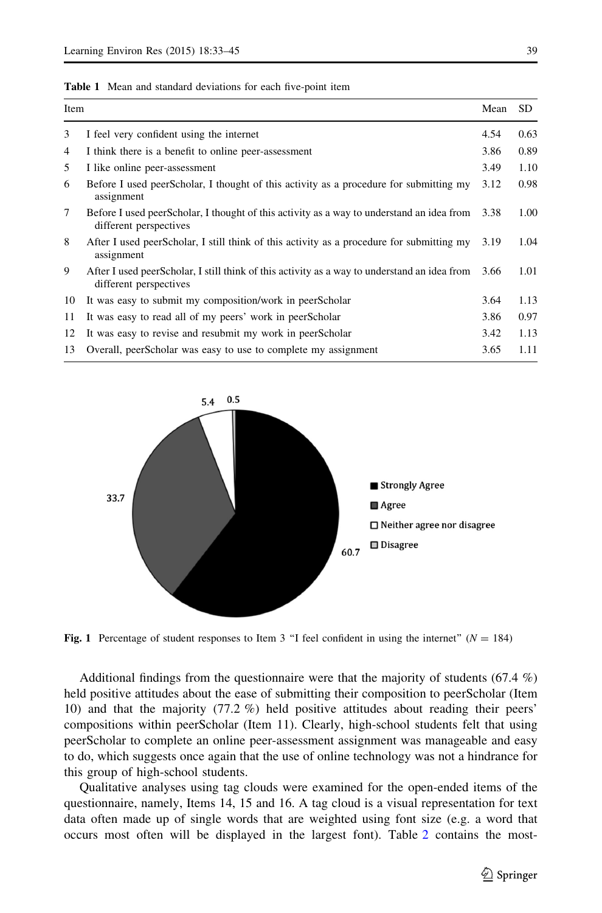**Table 1** Mean and standard deviations for each five-point item

| Item | | Mean | SD |
|---|---|---|---|
| 3 | I feel very confident using the internet | 4.54 | 0.63 |
| 4 | I think there is a benefit to online peer-assessment | 3.86 | 0.89 |
| 5 | I like online peer-assessment | 3.49 | 1.10 |
| 6 | Before I used peerScholar, I thought of this activity as a procedure for submitting my assignment | 3.12 | 0.98 |
| 7 | Before I used peerScholar, I thought of this activity as a way to understand an idea from different perspectives | 3.38 | 1.00 |
| 8 | After I used peerScholar, I still think of this activity as a procedure for submitting my assignment | 3.19 | 1.04 |
| 9 | After I used peerScholar, I still think of this activity as a way to understand an idea from different perspectives | 3.66 | 1.01 |
| 10 | It was easy to submit my composition/work in peerScholar | 3.64 | 1.13 |
| 11 | It was easy to read all of my peers' work in peerScholar | 3.86 | 0.97 |
| 12 | It was easy to revise and resubmit my work in peerScholar | 3.42 | 1.13 |
| 13 | Overall, peerScholar was easy to use to complete my assignment | 3.65 | 1.11 |

**Fig. 1** Percentage of student responses to Item 3 "I feel confident in using the internet" ($N = 184$)

Additional findings from the questionnaire were that the majority of students (67.4 %) held positive attitudes about the ease of submitting their composition to peerScholar (Item 10) and that the majority (77.2 %) held positive attitudes about reading their peers' compositions within peerScholar (Item 11). Clearly, high-school students felt that using peerScholar to complete an online peer-assessment assignment was manageable and easy to do, which suggests once again that the use of online technology was not a hindrance for this group of high-school students.

Qualitative analyses using tag clouds were examined for the open-ended items of the questionnaire, namely, Items 14, 15 and 16. A tag cloud is a visual representation for text data often made up of single words that are weighted using font size (e.g. a word that occurs most often will be displayed in the largest font). Table 2 contains the most-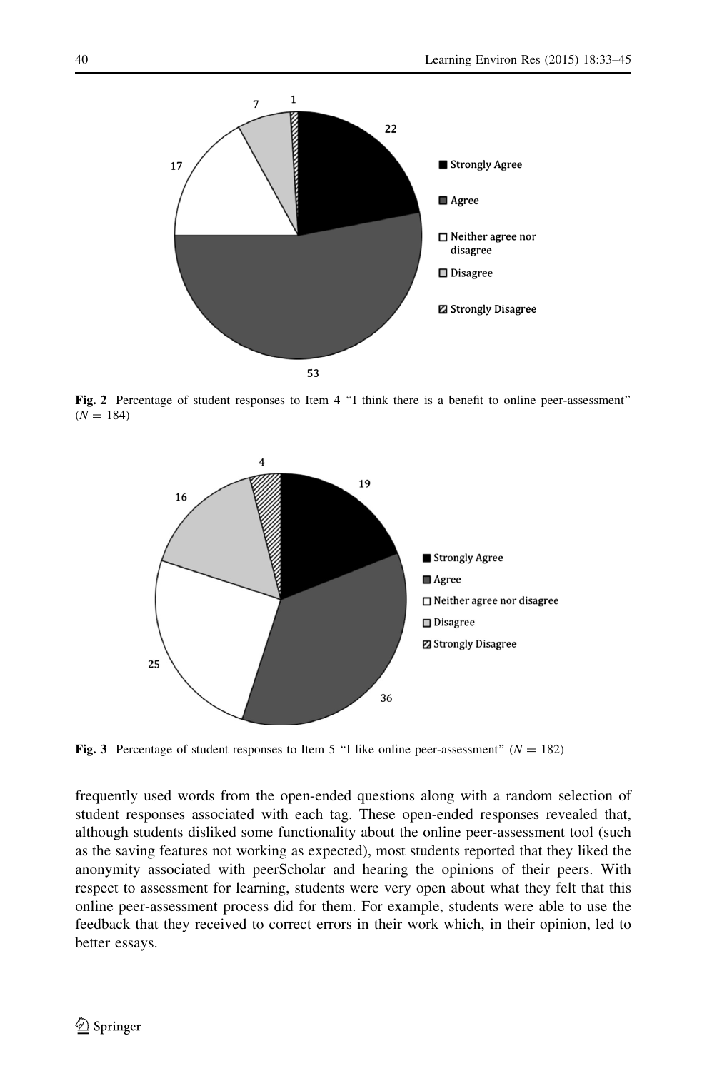Fig. 2 Percentage of student responses to Item 4 “I think there is a benefit to online peer-assessment” ($N = 184$)

Fig. 3 Percentage of student responses to Item 5 “I like online peer-assessment” ($N = 182$)

frequently used words from the open-ended questions along with a random selection of student responses associated with each tag. These open-ended responses revealed that, although students disliked some functionality about the online peer-assessment tool (such as the saving features not working as expected), most students reported that they liked the anonymity associated with peerScholar and hearing the opinions of their peers. With respect to assessment for learning, students were very open about what they felt that this online peer-assessment process did for them. For example, students were able to use the feedback that they received to correct errors in their work which, in their opinion, led to better essays.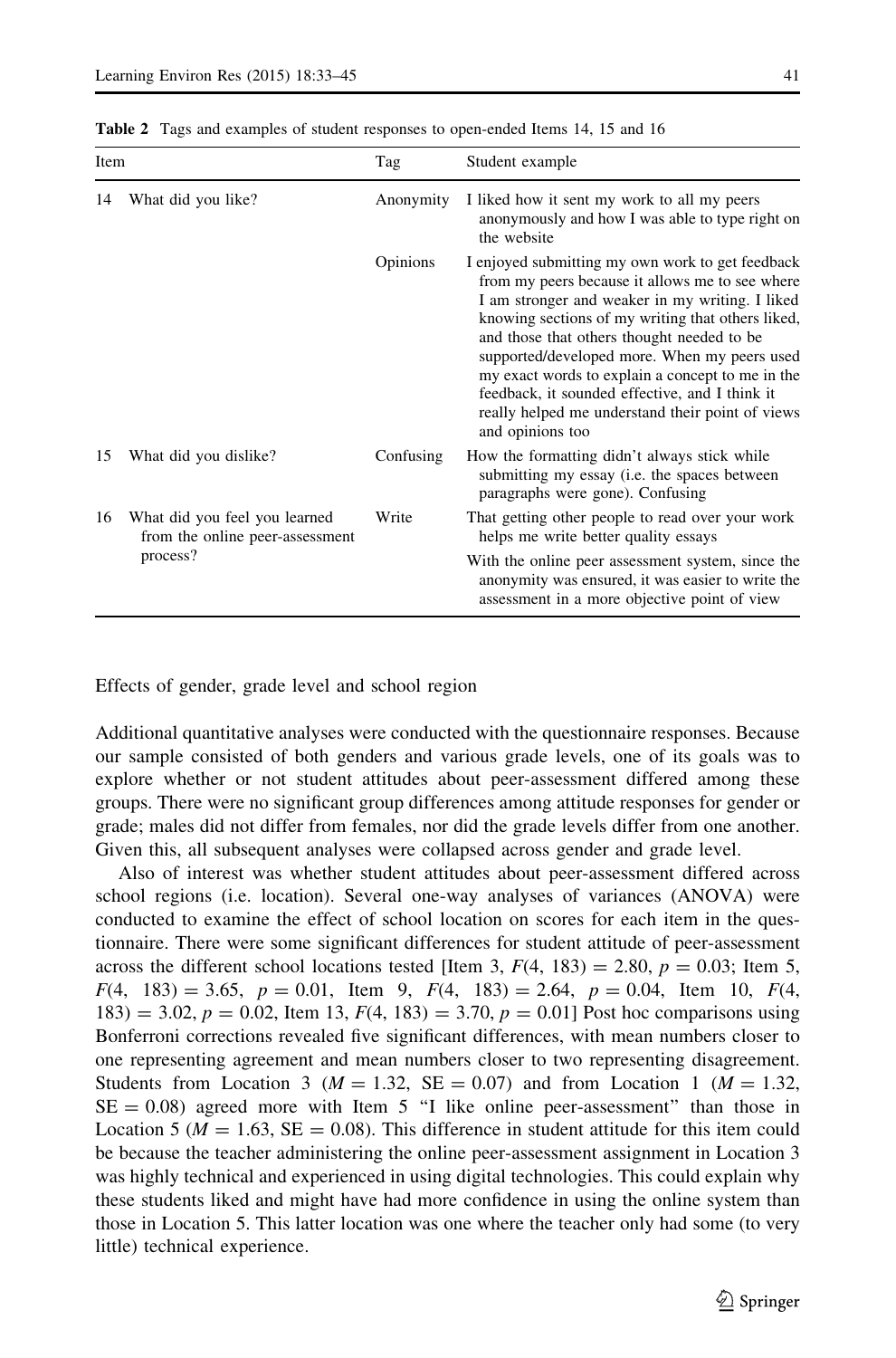**Table 2** Tags and examples of student responses to open-ended Items 14, 15 and 16

| Item | | Tag | Student example |
|---|---|---|---|
| 14 | What did you like? | Anonymity | I liked how it sent my work to all my peers anonymously and how I was able to type right on the website |
| | | Opinions | I enjoyed submitting my own work to get feedback from my peers because it allows me to see where I am stronger and weaker in my writing. I liked knowing sections of my writing that others liked, and those that others thought needed to be supported/developed more. When my peers used my exact words to explain a concept to me in the feedback, it sounded effective, and I think it really helped me understand their point of views and opinions too |
| 15 | What did you dislike? | Confusing | How the formatting didn't always stick while submitting my essay (i.e. the spaces between paragraphs were gone). Confusing |
| 16 | What did you feel you learned from the online peer-assessment process? | Write | That getting other people to read over your work helps me write better quality essays |
| | | | With the online peer assessment system, since the anonymity was ensured, it was easier to write the assessment in a more objective point of view |

## Effects of gender, grade level and school region

Additional quantitative analyses were conducted with the questionnaire responses. Because our sample consisted of both genders and various grade levels, one of its goals was to explore whether or not student attitudes about peer-assessment differed among these groups. There were no significant group differences among attitude responses for gender or grade; males did not differ from females, nor did the grade levels differ from one another. Given this, all subsequent analyses were collapsed across gender and grade level.

Also of interest was whether student attitudes about peer-assessment differed across school regions (i.e. location). Several one-way analyses of variances (ANOVA) were conducted to examine the effect of school location on scores for each item in the questionnaire. There were some significant differences for student attitude of peer-assessment across the different school locations tested [Item 3, $F(4,\ 183) = 2.80$, $p = 0.03$; Item 5, $F(4,\ 183) = 3.65$, $p = 0.01$, Item 9, $F(4,\ 183) = 2.64$, $p = 0.04$, Item 10, $F(4,\ 183) = 3.02$, $p = 0.02$, Item 13, $F(4,\ 183) = 3.70$, $p = 0.01$] Post hoc comparisons using Bonferroni corrections revealed five significant differences, with mean numbers closer to one representing agreement and mean numbers closer to two representing disagreement. Students from Location 3 ($M = 1.32$, $SE = 0.07$) and from Location 1 ($M = 1.32$, $SE = 0.08$) agreed more with Item 5 "I like online peer-assessment" than those in Location 5 ($M = 1.63$, $SE = 0.08$). This difference in student attitude for this item could be because the teacher administering the online peer-assessment assignment in Location 3 was highly technical and experienced in using digital technologies. This could explain why these students liked and might have had more confidence in using the online system than those in Location 5. This latter location was one where the teacher only had some (to very little) technical experience.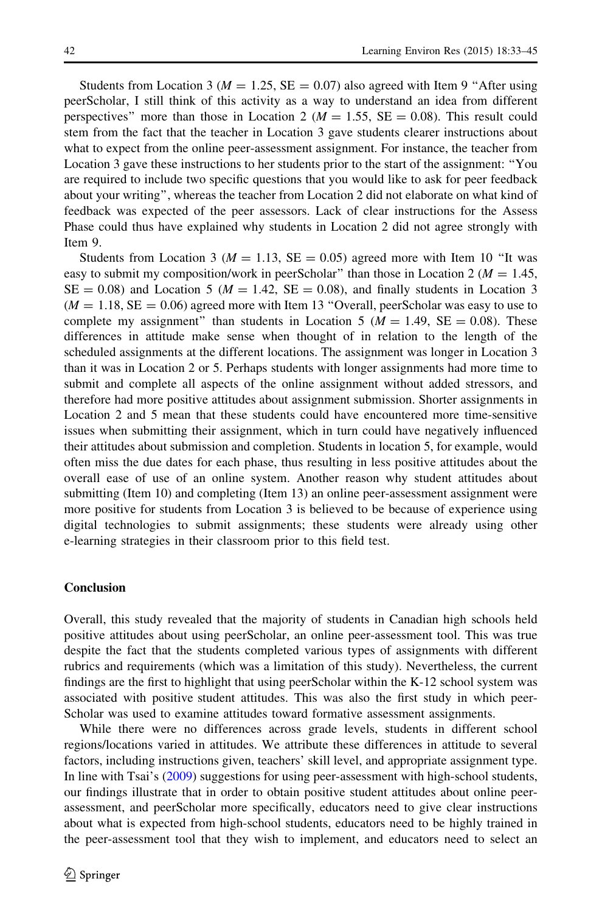Students from Location 3 ($M = 1.25$, SE = 0.07) also agreed with Item 9 "After using peerScholar, I still think of this activity as a way to understand an idea from different perspectives" more than those in Location 2 ($M = 1.55$, SE = 0.08). This result could stem from the fact that the teacher in Location 3 gave students clearer instructions about what to expect from the online peer-assessment assignment. For instance, the teacher from Location 3 gave these instructions to her students prior to the start of the assignment: "You are required to include two specific questions that you would like to ask for peer feedback about your writing", whereas the teacher from Location 2 did not elaborate on what kind of feedback was expected of the peer assessors. Lack of clear instructions for the Assess Phase could thus have explained why students in Location 2 did not agree strongly with Item 9.

Students from Location 3 ($M = 1.13$, SE = 0.05) agreed more with Item 10 "It was easy to submit my composition/work in peerScholar" than those in Location 2 ($M = 1.45$, SE = 0.08) and Location 5 ($M = 1.42$, SE = 0.08), and finally students in Location 3 ($M = 1.18$, SE = 0.06) agreed more with Item 13 "Overall, peerScholar was easy to use to complete my assignment" than students in Location 5 ($M = 1.49$, SE = 0.08). These differences in attitude make sense when thought of in relation to the length of the scheduled assignments at the different locations. The assignment was longer in Location 3 than it was in Location 2 or 5. Perhaps students with longer assignments had more time to submit and complete all aspects of the online assignment without added stressors, and therefore had more positive attitudes about assignment submission. Shorter assignments in Location 2 and 5 mean that these students could have encountered more time-sensitive issues when submitting their assignment, which in turn could have negatively influenced their attitudes about submission and completion. Students in location 5, for example, would often miss the due dates for each phase, thus resulting in less positive attitudes about the overall ease of use of an online system. Another reason why student attitudes about submitting (Item 10) and completing (Item 13) an online peer-assessment assignment were more positive for students from Location 3 is believed to be because of experience using digital technologies to submit assignments; these students were already using other e-learning strategies in their classroom prior to this field test.

## Conclusion

Overall, this study revealed that the majority of students in Canadian high schools held positive attitudes about using peerScholar, an online peer-assessment tool. This was true despite the fact that the students completed various types of assignments with different rubrics and requirements (which was a limitation of this study). Nevertheless, the current findings are the first to highlight that using peerScholar within the K-12 school system was associated with positive student attitudes. This was also the first study in which peerScholar was used to examine attitudes toward formative assessment assignments.

While there were no differences across grade levels, students in different school regions/locations varied in attitudes. We attribute these differences in attitude to several factors, including instructions given, teachers' skill level, and appropriate assignment type. In line with Tsai's (2009) suggestions for using peer-assessment with high-school students, our findings illustrate that in order to obtain positive student attitudes about online peer-assessment, and peerScholar more specifically, educators need to give clear instructions about what is expected from high-school students, educators need to be highly trained in the peer-assessment tool that they wish to implement, and educators need to select an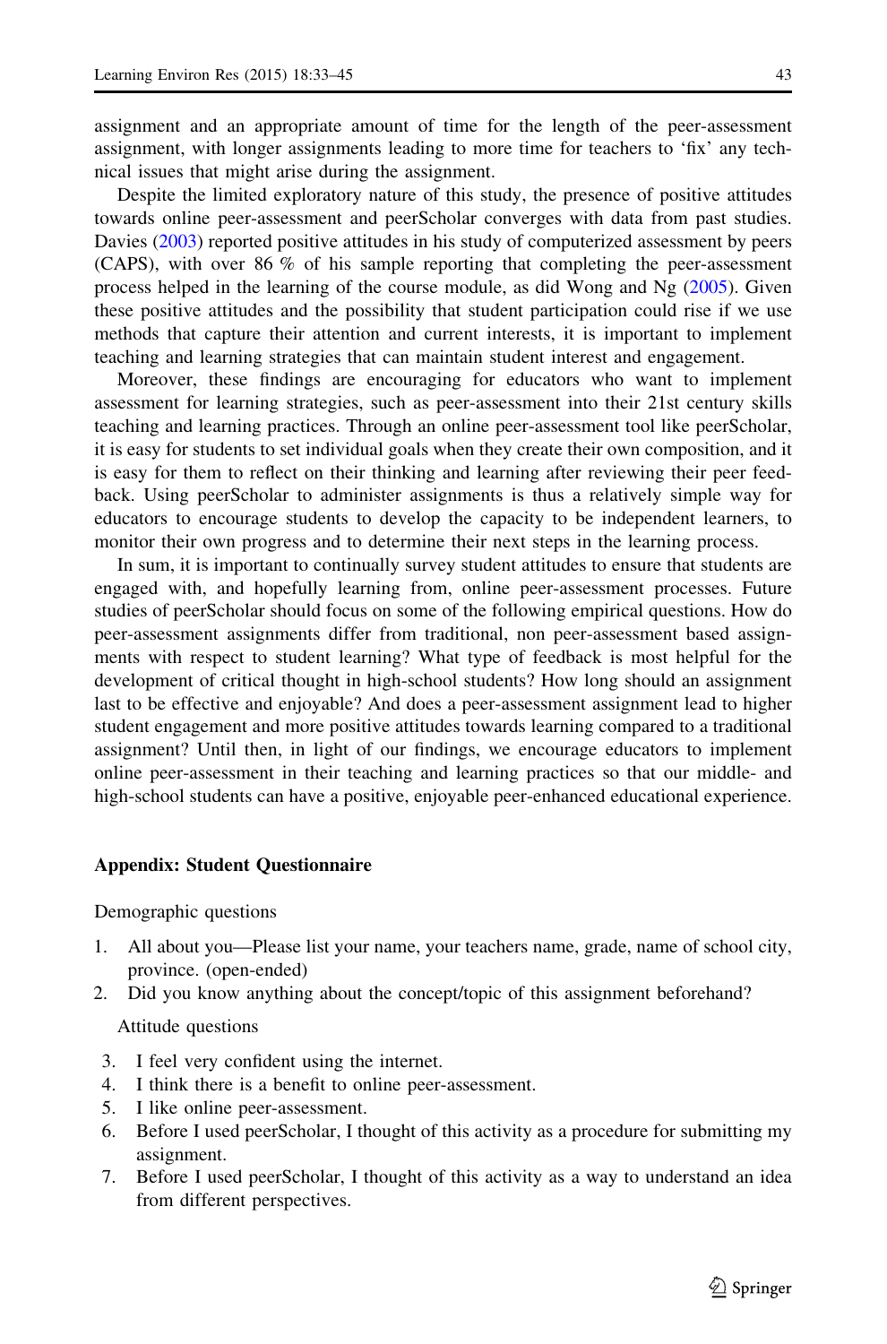assignment and an appropriate amount of time for the length of the peer-assessment assignment, with longer assignments leading to more time for teachers to 'fix' any technical issues that might arise during the assignment.

Despite the limited exploratory nature of this study, the presence of positive attitudes towards online peer-assessment and peerScholar converges with data from past studies. Davies (2003) reported positive attitudes in his study of computerized assessment by peers (CAPS), with over 86 % of his sample reporting that completing the peer-assessment process helped in the learning of the course module, as did Wong and Ng (2005). Given these positive attitudes and the possibility that student participation could rise if we use methods that capture their attention and current interests, it is important to implement teaching and learning strategies that can maintain student interest and engagement.

Moreover, these findings are encouraging for educators who want to implement assessment for learning strategies, such as peer-assessment into their 21st century skills teaching and learning practices. Through an online peer-assessment tool like peerScholar, it is easy for students to set individual goals when they create their own composition, and it is easy for them to reflect on their thinking and learning after reviewing their peer feedback. Using peerScholar to administer assignments is thus a relatively simple way for educators to encourage students to develop the capacity to be independent learners, to monitor their own progress and to determine their next steps in the learning process.

In sum, it is important to continually survey student attitudes to ensure that students are engaged with, and hopefully learning from, online peer-assessment processes. Future studies of peerScholar should focus on some of the following empirical questions. How do peer-assessment assignments differ from traditional, non peer-assessment based assignments with respect to student learning? What type of feedback is most helpful for the development of critical thought in high-school students? How long should an assignment last to be effective and enjoyable? And does a peer-assessment assignment lead to higher student engagement and more positive attitudes towards learning compared to a traditional assignment? Until then, in light of our findings, we encourage educators to implement online peer-assessment in their teaching and learning practices so that our middle- and high-school students can have a positive, enjoyable peer-enhanced educational experience.

## Appendix: Student Questionnaire

Demographic questions

1. All about you—Please list your name, your teachers name, grade, name of school city, province. (open-ended)
2. Did you know anything about the concept/topic of this assignment beforehand?

Attitude questions

3. I feel very confident using the internet.
4. I think there is a benefit to online peer-assessment.
5. I like online peer-assessment.
6. Before I used peerScholar, I thought of this activity as a procedure for submitting my assignment.
7. Before I used peerScholar, I thought of this activity as a way to understand an idea from different perspectives.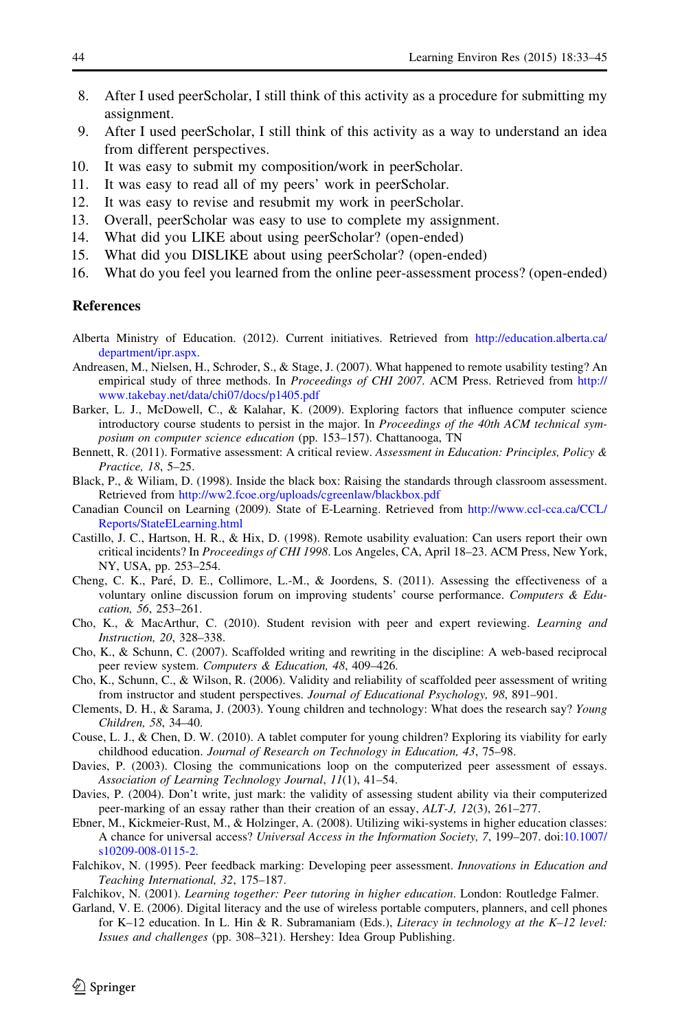8. After I used peerScholar, I still think of this activity as a procedure for submitting my assignment.
9. After I used peerScholar, I still think of this activity as a way to understand an idea from different perspectives.
10. It was easy to submit my composition/work in peerScholar.
11. It was easy to read all of my peers' work in peerScholar.
12. It was easy to revise and resubmit my work in peerScholar.
13. Overall, peerScholar was easy to use to complete my assignment.
14. What did you LIKE about using peerScholar? (open-ended)
15. What did you DISLIKE about using peerScholar? (open-ended)
16. What do you feel you learned from the online peer-assessment process? (open-ended)

## References

Alberta Ministry of Education. (2012). Current initiatives. Retrieved from http://education.alberta.ca/department/ipr.aspx.

Andreasen, M., Nielsen, H., Schroder, S., & Stage, J. (2007). What happened to remote usability testing? An empirical study of three methods. In *Proceedings of CHI 2007*. ACM Press. Retrieved from http://www.takebay.net/data/chi07/docs/p1405.pdf

Barker, L. J., McDowell, C., & Kalahar, K. (2009). Exploring factors that influence computer science introductory course students to persist in the major. In *Proceedings of the 40th ACM technical symposium on computer science education* (pp. 153–157). Chattanooga, TN

Bennett, R. (2011). Formative assessment: A critical review. *Assessment in Education: Principles, Policy & Practice, 18*, 5–25.

Black, P., & Wiliam, D. (1998). Inside the black box: Raising the standards through classroom assessment. Retrieved from http://ww2.fcoe.org/uploads/cgreenlaw/blackbox.pdf

Canadian Council on Learning (2009). State of E-Learning. Retrieved from http://www.ccl-cca.ca/CCL/Reports/StateELearning.html

Castillo, J. C., Hartson, H. R., & Hix, D. (1998). Remote usability evaluation: Can users report their own critical incidents? In *Proceedings of CHI 1998*. Los Angeles, CA, April 18–23. ACM Press, New York, NY, USA, pp. 253–254.

Cheng, C. K., Paré, D. E., Collimore, L.-M., & Joordens, S. (2011). Assessing the effectiveness of a voluntary online discussion forum on improving students' course performance. *Computers & Education, 56*, 253–261.

Cho, K., & MacArthur, C. (2010). Student revision with peer and expert reviewing. *Learning and Instruction, 20*, 328–338.

Cho, K., & Schunn, C. (2007). Scaffolded writing and rewriting in the discipline: A web-based reciprocal peer review system. *Computers & Education, 48*, 409–426.

Cho, K., Schunn, C., & Wilson, R. (2006). Validity and reliability of scaffolded peer assessment of writing from instructor and student perspectives. *Journal of Educational Psychology, 98*, 891–901.

Clements, D. H., & Sarama, J. (2003). Young children and technology: What does the research say? *Young Children, 58*, 34–40.

Couse, L. J., & Chen, D. W. (2010). A tablet computer for young children? Exploring its viability for early childhood education. *Journal of Research on Technology in Education, 43*, 75–98.

Davies, P. (2003). Closing the communications loop on the computerized peer assessment of essays. *Association of Learning Technology Journal*, *11*(1), 41–54.

Davies, P. (2004). Don't write, just mark: the validity of assessing student ability via their computerized peer-marking of an essay rather than their creation of an essay, *ALT-J, 12*(3), 261–277.

Ebner, M., Kickmeier-Rust, M., & Holzinger, A. (2008). Utilizing wiki-systems in higher education classes: A chance for universal access? *Universal Access in the Information Society, 7*, 199–207. doi:10.1007/s10209-008-0115-2.

Falchikov, N. (1995). Peer feedback marking: Developing peer assessment. *Innovations in Education and Teaching International, 32*, 175–187.

Falchikov, N. (2001). *Learning together: Peer tutoring in higher education*. London: Routledge Falmer.

Garland, V. E. (2006). Digital literacy and the use of wireless portable computers, planners, and cell phones for K–12 education. In L. Hin & R. Subramaniam (Eds.), *Literacy in technology at the K–12 level: Issues and challenges* (pp. 308–321). Hershey: Idea Group Publishing.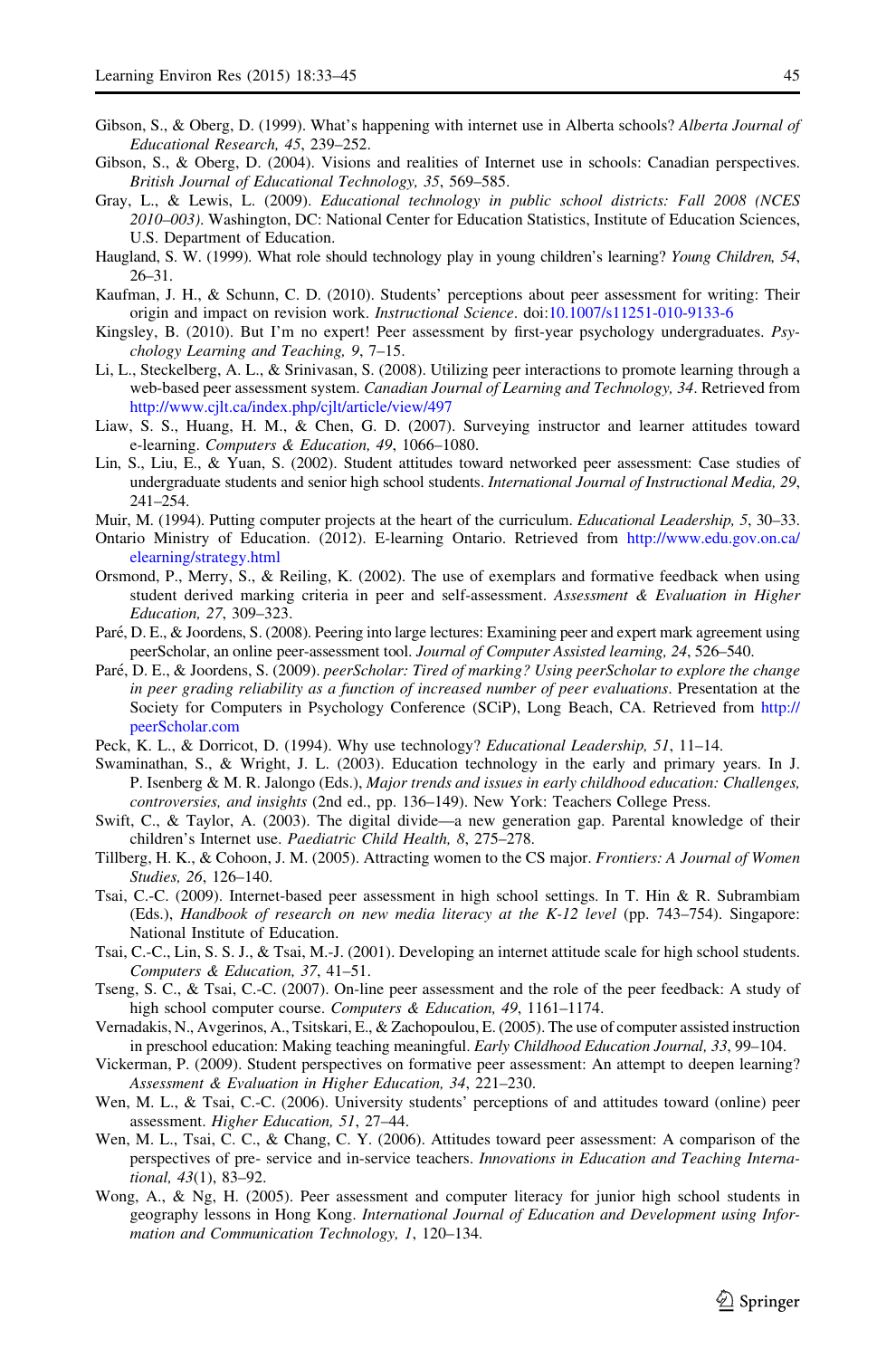Gibson, S., & Oberg, D. (1999). What's happening with internet use in Alberta schools? *Alberta Journal of Educational Research, 45*, 239–252.

Gibson, S., & Oberg, D. (2004). Visions and realities of Internet use in schools: Canadian perspectives. *British Journal of Educational Technology, 35*, 569–585.

Gray, L., & Lewis, L. (2009). *Educational technology in public school districts: Fall 2008 (NCES 2010–003)*. Washington, DC: National Center for Education Statistics, Institute of Education Sciences, U.S. Department of Education.

Haugland, S. W. (1999). What role should technology play in young children's learning? *Young Children, 54*, 26–31.

Kaufman, J. H., & Schunn, C. D. (2010). Students' perceptions about peer assessment for writing: Their origin and impact on revision work. *Instructional Science*. doi:10.1007/s11251-010-9133-6

Kingsley, B. (2010). But I'm no expert! Peer assessment by first-year psychology undergraduates. *Psychology Learning and Teaching, 9*, 7–15.

Li, L., Steckelberg, A. L., & Srinivasan, S. (2008). Utilizing peer interactions to promote learning through a web-based peer assessment system. *Canadian Journal of Learning and Technology, 34*. Retrieved from http://www.cjlt.ca/index.php/cjlt/article/view/497

Liaw, S. S., Huang, H. M., & Chen, G. D. (2007). Surveying instructor and learner attitudes toward e-learning. *Computers & Education, 49*, 1066–1080.

Lin, S., Liu, E., & Yuan, S. (2002). Student attitudes toward networked peer assessment: Case studies of undergraduate students and senior high school students. *International Journal of Instructional Media, 29*, 241–254.

Muir, M. (1994). Putting computer projects at the heart of the curriculum. *Educational Leadership, 5*, 30–33.

Ontario Ministry of Education. (2012). E-learning Ontario. Retrieved from http://www.edu.gov.on.ca/elearning/strategy.html

Orsmond, P., Merry, S., & Reiling, K. (2002). The use of exemplars and formative feedback when using student derived marking criteria in peer and self-assessment. *Assessment & Evaluation in Higher Education, 27*, 309–323.

Paré, D. E., & Joordens, S. (2008). Peering into large lectures: Examining peer and expert mark agreement using peerScholar, an online peer-assessment tool. *Journal of Computer Assisted learning, 24*, 526–540.

Paré, D. E., & Joordens, S. (2009). *peerScholar: Tired of marking? Using peerScholar to explore the change in peer grading reliability as a function of increased number of peer evaluations*. Presentation at the Society for Computers in Psychology Conference (SCiP), Long Beach, CA. Retrieved from http://peerScholar.com

Peck, K. L., & Dorricot, D. (1994). Why use technology? *Educational Leadership, 51*, 11–14.

Swaminathan, S., & Wright, J. L. (2003). Education technology in the early and primary years. In J. P. Isenberg & M. R. Jalongo (Eds.), *Major trends and issues in early childhood education: Challenges, controversies, and insights* (2nd ed., pp. 136–149). New York: Teachers College Press.

Swift, C., & Taylor, A. (2003). The digital divide—a new generation gap. Parental knowledge of their children's Internet use. *Paediatric Child Health, 8*, 275–278.

Tillberg, H. K., & Cohoon, J. M. (2005). Attracting women to the CS major. *Frontiers: A Journal of Women Studies, 26*, 126–140.

Tsai, C.-C. (2009). Internet-based peer assessment in high school settings. In T. Hin & R. Subrambiam (Eds.), *Handbook of research on new media literacy at the K-12 level* (pp. 743–754). Singapore: National Institute of Education.

Tsai, C.-C., Lin, S. S. J., & Tsai, M.-J. (2001). Developing an internet attitude scale for high school students. *Computers & Education, 37*, 41–51.

Tseng, S. C., & Tsai, C.-C. (2007). On-line peer assessment and the role of the peer feedback: A study of high school computer course. *Computers & Education, 49*, 1161–1174.

Vernadakis, N., Avgerinos, A., Tsitskari, E., & Zachopoulou, E. (2005). The use of computer assisted instruction in preschool education: Making teaching meaningful. *Early Childhood Education Journal, 33*, 99–104.

Vickerman, P. (2009). Student perspectives on formative peer assessment: An attempt to deepen learning? *Assessment & Evaluation in Higher Education, 34*, 221–230.

Wen, M. L., & Tsai, C.-C. (2006). University students' perceptions of and attitudes toward (online) peer assessment. *Higher Education, 51*, 27–44.

Wen, M. L., Tsai, C. C., & Chang, C. Y. (2006). Attitudes toward peer assessment: A comparison of the perspectives of pre- service and in-service teachers. *Innovations in Education and Teaching International, 43*(1), 83–92.

Wong, A., & Ng, H. (2005). Peer assessment and computer literacy for junior high school students in geography lessons in Hong Kong. *International Journal of Education and Development using Information and Communication Technology, 1*, 120–134.